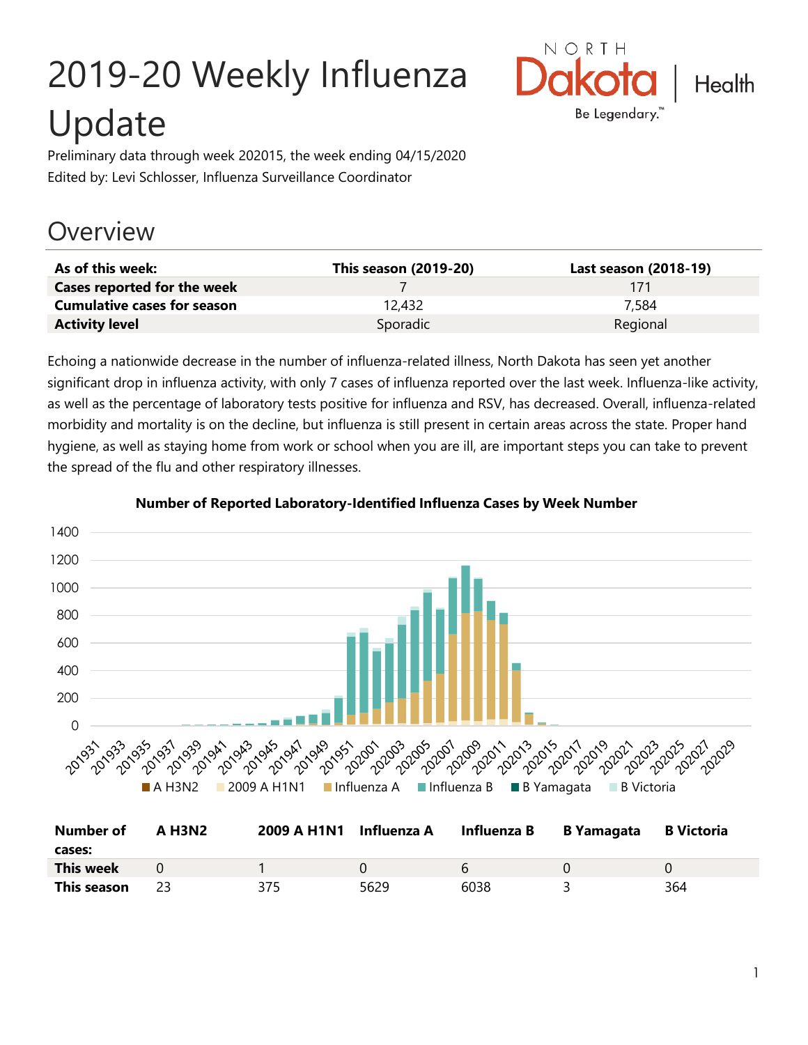# 2019-20 Weekly Influenza Update

Preliminary data through week 202015, the week ending 04/15/2020

Edited by: Levi Schlosser, Influenza Surveillance Coordinator

## Overview

| As of this week: | This season (2019-20) | Last season (2018-19) |
|---|---|---|
| **Cases reported for the week** | 7 | 171 |
| **Cumulative cases for season** | 12,432 | 7,584 |
| **Activity level** | Sporadic | Regional |

Echoing a nationwide decrease in the number of influenza-related illness, North Dakota has seen yet another significant drop in influenza activity, with only 7 cases of influenza reported over the last week. Influenza-like activity, as well as the percentage of laboratory tests positive for influenza and RSV, has decreased. Overall, influenza-related morbidity and mortality is on the decline, but influenza is still present in certain areas across the state. Proper hand hygiene, as well as staying home from work or school when you are ill, are important steps you can take to prevent the spread of the flu and other respiratory illnesses.

**Number of Reported Laboratory-Identified Influenza Cases by Week Number**

| Number of cases: | A H3N2 | 2009 A H1N1 | Influenza A | Influenza B | B Yamagata | B Victoria |
|---|---|---|---|---|---|---|
| **This week** | 0 | 1 | 0 | 6 | 0 | 0 |
| **This season** | 23 | 375 | 5629 | 6038 | 3 | 364 |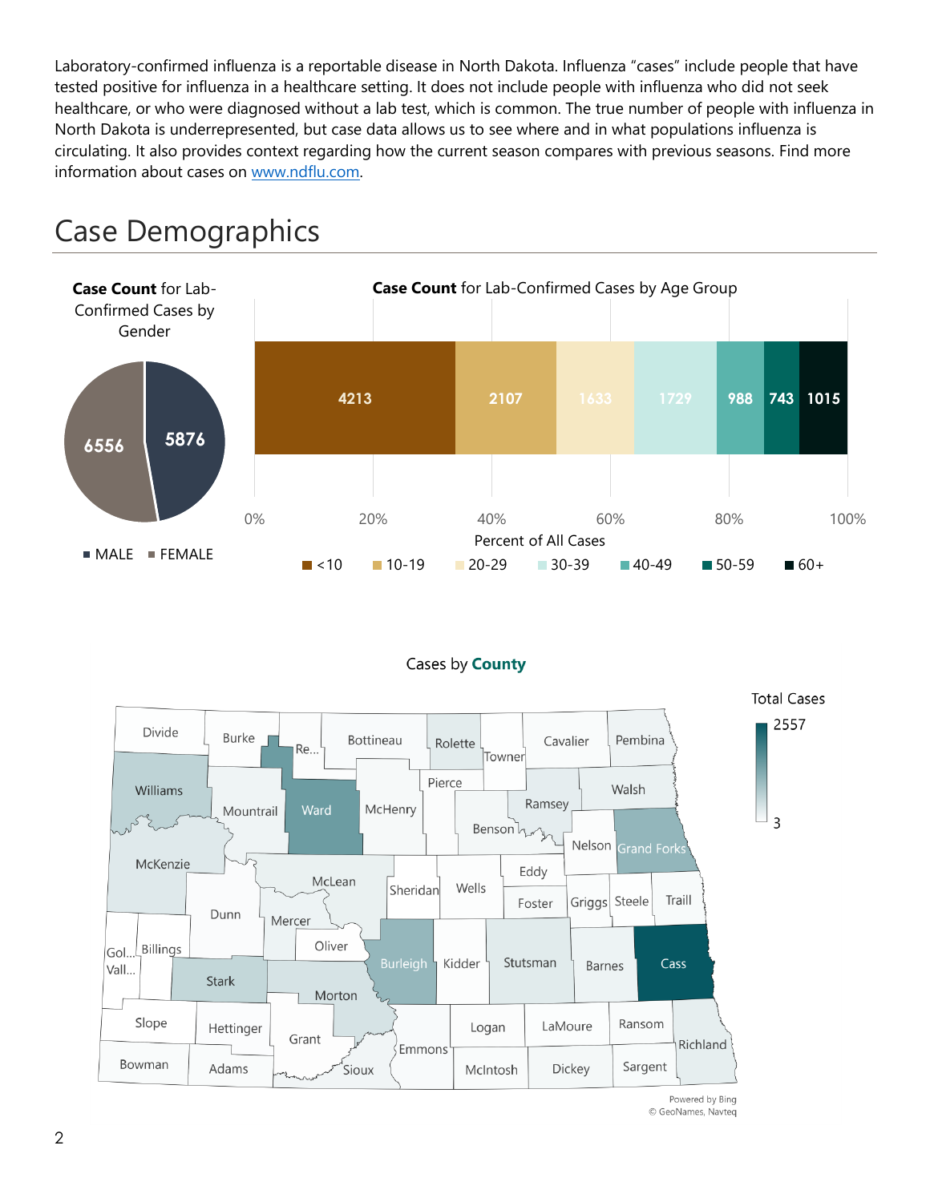Laboratory-confirmed influenza is a reportable disease in North Dakota. Influenza “cases” include people that have tested positive for influenza in a healthcare setting. It does not include people with influenza who did not seek healthcare, or who were diagnosed without a lab test, which is common. The true number of people with influenza in North Dakota is underrepresented, but case data allows us to see where and in what populations influenza is circulating. It also provides context regarding how the current season compares with previous seasons. Find more information about cases on www.ndflu.com.

# Case Demographics

**Case Count** for Lab-Confirmed Cases by Gender

| Gender | Case Count |
|---|---|
| MALE | 5876 |
| FEMALE | 6556 |

**Case Count** for Lab-Confirmed Cases by Age Group

| Age Group | Case Count |
|---|---|
| <10 | 4213 |
| 10-19 | 2107 |
| 20-29 | 1633 |
| 30-39 | 1729 |
| 40-49 | 988 |
| 50-59 | 743 |
| 60+ | 1015 |

Percent of All Cases

Cases by **County**

Total Cases: 3 – 2557

Powered by Bing
© GeoNames, Navteq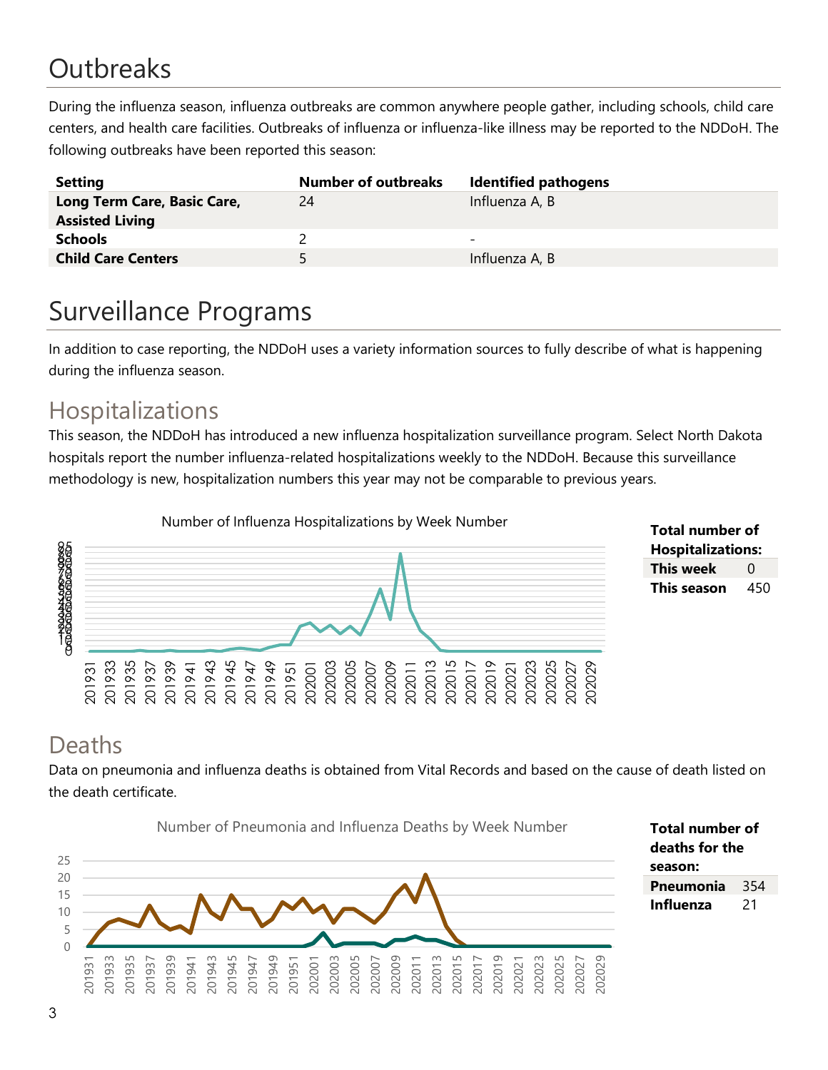# Outbreaks

During the influenza season, influenza outbreaks are common anywhere people gather, including schools, child care centers, and health care facilities. Outbreaks of influenza or influenza-like illness may be reported to the NDDoH. The following outbreaks have been reported this season:

| Setting | Number of outbreaks | Identified pathogens |
|---|---|---|
| **Long Term Care, Basic Care, Assisted Living** | 24 | Influenza A, B |
| **Schools** | 2 | - |
| **Child Care Centers** | 5 | Influenza A, B |

# Surveillance Programs

In addition to case reporting, the NDDoH uses a variety information sources to fully describe of what is happening during the influenza season.

## Hospitalizations

This season, the NDDoH has introduced a new influenza hospitalization surveillance program. Select North Dakota hospitals report the number influenza-related hospitalizations weekly to the NDDoH. Because this surveillance methodology is new, hospitalization numbers this year may not be comparable to previous years.

Number of Influenza Hospitalizations by Week Number

| **Total number of Hospitalizations:** | |
|---|---|
| **This week** | 0 |
| **This season** | 450 |

## Deaths

Data on pneumonia and influenza deaths is obtained from Vital Records and based on the cause of death listed on the death certificate.

Number of Pneumonia and Influenza Deaths by Week Number

| **Total number of deaths for the season:** | |
|---|---|
| **Pneumonia** | 354 |
| **Influenza** | 21 |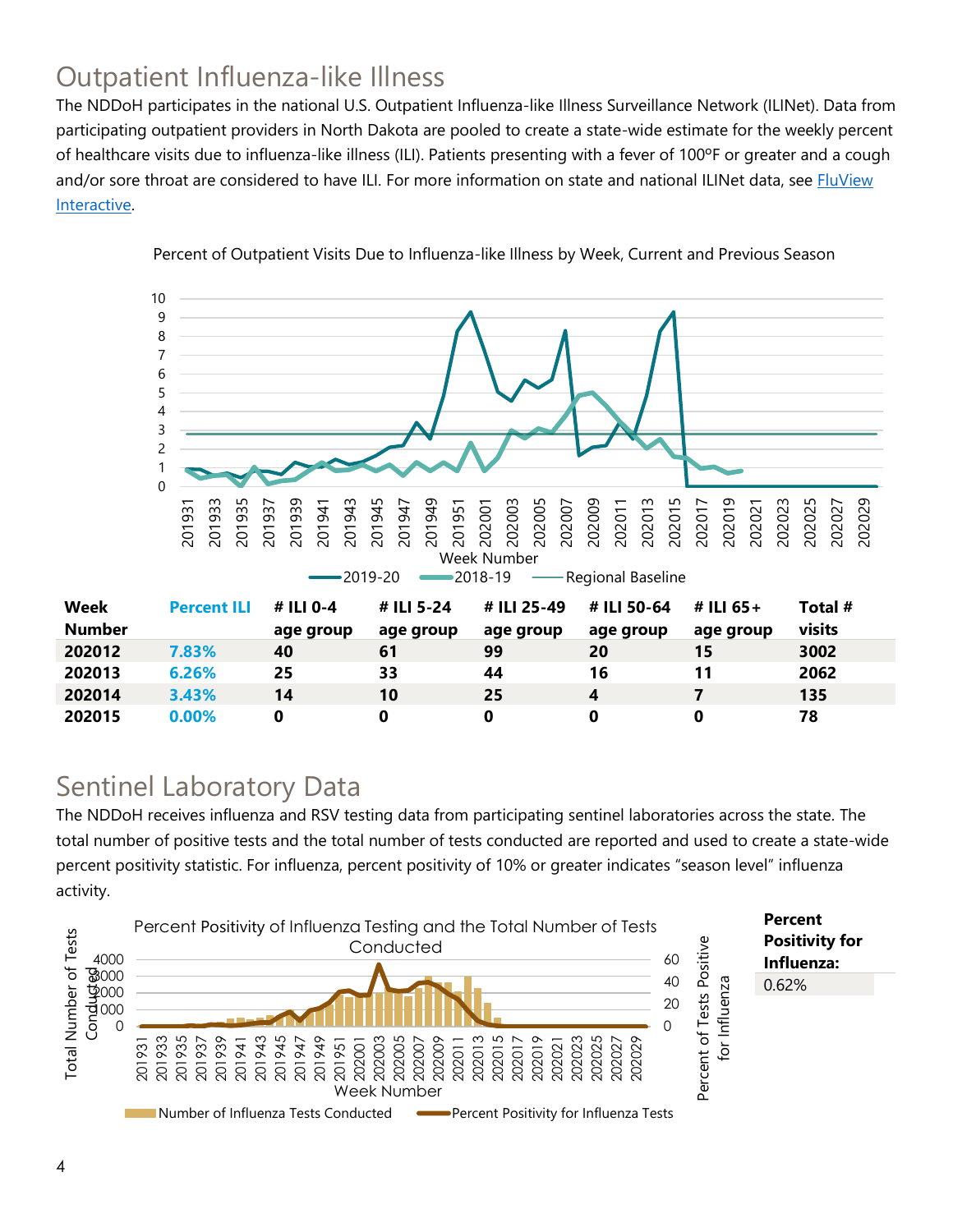## Outpatient Influenza-like Illness

The NDDoH participates in the national U.S. Outpatient Influenza-like Illness Surveillance Network (ILINet). Data from participating outpatient providers in North Dakota are pooled to create a state-wide estimate for the weekly percent of healthcare visits due to influenza-like illness (ILI). Patients presenting with a fever of 100ºF or greater and a cough and/or sore throat are considered to have ILI. For more information on state and national ILINet data, see FluView Interactive.

Percent of Outpatient Visits Due to Influenza-like Illness by Week, Current and Previous Season

| Week Number | Percent ILI | # ILI 0-4 age group | # ILI 5-24 age group | # ILI 25-49 age group | # ILI 50-64 age group | # ILI 65+ age group | Total # visits |
|---|---|---|---|---|---|---|---|
| 202012 | 7.83% | 40 | 61 | 99 | 20 | 15 | 3002 |
| 202013 | 6.26% | 25 | 33 | 44 | 16 | 11 | 2062 |
| 202014 | 3.43% | 14 | 10 | 25 | 4 | 7 | 135 |
| 202015 | 0.00% | 0 | 0 | 0 | 0 | 0 | 78 |

## Sentinel Laboratory Data

The NDDoH receives influenza and RSV testing data from participating sentinel laboratories across the state. The total number of positive tests and the total number of tests conducted are reported and used to create a state-wide percent positivity statistic. For influenza, percent positivity of 10% or greater indicates "season level" influenza activity.

Percent Positivity of Influenza Testing and the Total Number of Tests Conducted

| Percent Positivity for Influenza: |
|---|
| 0.62% |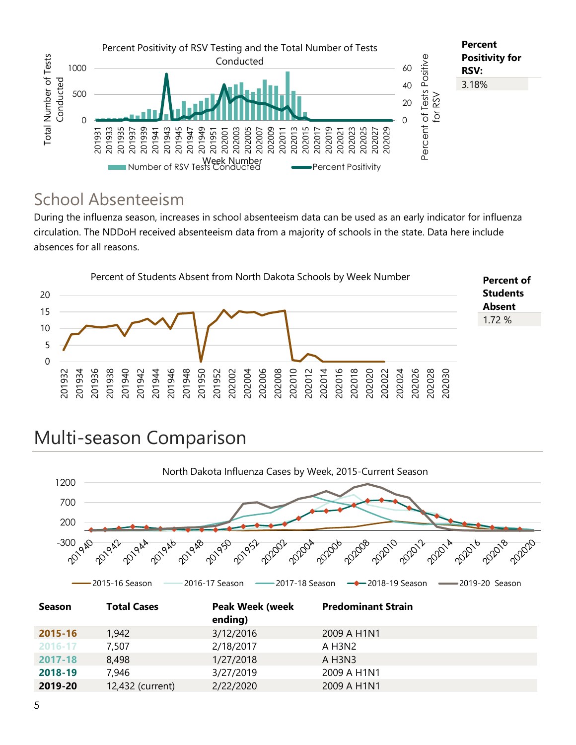Percent Positivity of RSV Testing and the Total Number of Tests Conducted

**Percent Positivity for RSV:**

3.18%

## School Absenteeism

During the influenza season, increases in school absenteeism data can be used as an early indicator for influenza circulation. The NDDoH received absenteeism data from a majority of schools in the state. Data here include absences for all reasons.

Percent of Students Absent from North Dakota Schools by Week Number

**Percent of Students Absent**

1.72 %

# Multi-season Comparison

North Dakota Influenza Cases by Week, 2015-Current Season

| Season | Total Cases | Peak Week (week ending) | Predominant Strain |
|---|---|---|---|
| **2015-16** | 1,942 | 3/12/2016 | 2009 A H1N1 |
| **2016-17** | 7,507 | 2/18/2017 | A H3N2 |
| **2017-18** | 8,498 | 1/27/2018 | A H3N3 |
| **2018-19** | 7,946 | 3/27/2019 | 2009 A H1N1 |
| **2019-20** | 12,432 (current) | 2/22/2020 | 2009 A H1N1 |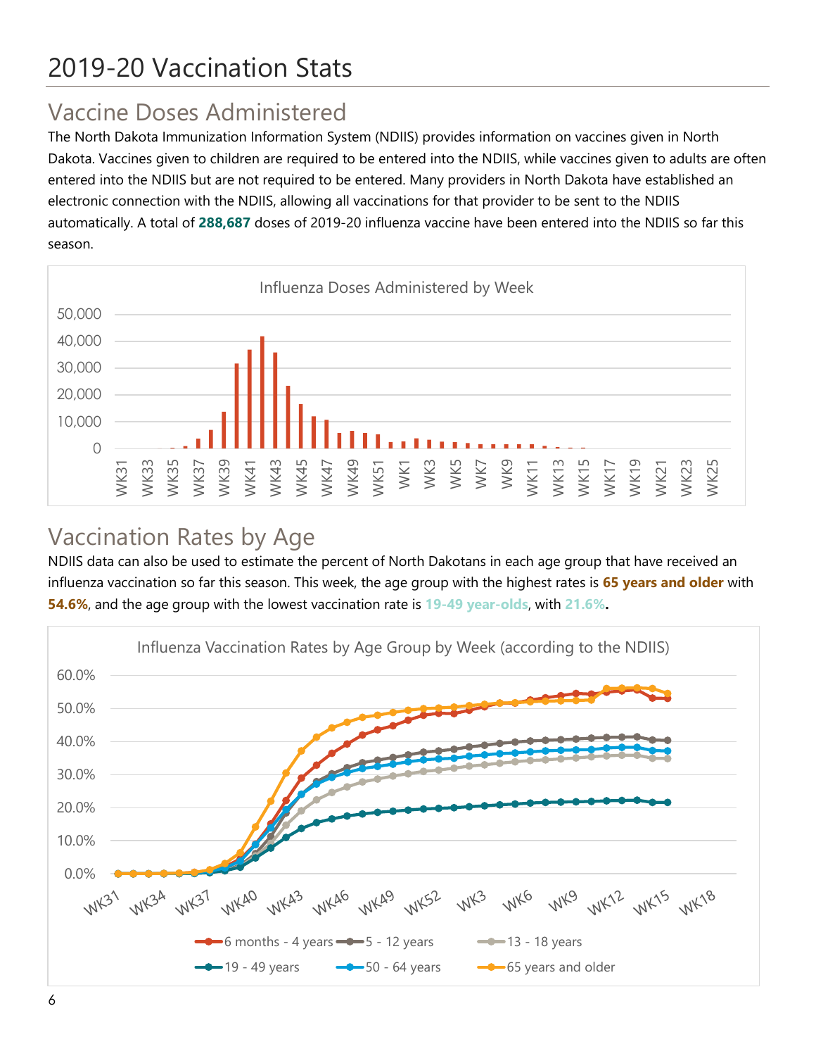# 2019-20 Vaccination Stats

## Vaccine Doses Administered

The North Dakota Immunization Information System (NDIIS) provides information on vaccines given in North Dakota. Vaccines given to children are required to be entered into the NDIIS, while vaccines given to adults are often entered into the NDIIS but are not required to be entered. Many providers in North Dakota have established an electronic connection with the NDIIS, allowing all vaccinations for that provider to be sent to the NDIIS automatically. A total of **288,687** doses of 2019-20 influenza vaccine have been entered into the NDIIS so far this season.

Influenza Doses Administered by Week

50,000
40,000
30,000
20,000
10,000
0

WK31 WK33 WK35 WK37 WK39 WK41 WK43 WK45 WK47 WK49 WK51 WK1 WK3 WK5 WK7 WK9 WK11 WK13 WK15 WK17 WK19 WK21 WK23 WK25

## Vaccination Rates by Age

NDIIS data can also be used to estimate the percent of North Dakotans in each age group that have received an influenza vaccination so far this season. This week, the age group with the highest rates is **65 years and older** with **54.6%**, and the age group with the lowest vaccination rate is **19-49 year-olds**, with **21.6%**.

Influenza Vaccination Rates by Age Group by Week (according to the NDIIS)

60.0%
50.0%
40.0%
30.0%
20.0%
10.0%
0.0%

WK31 WK34 WK37 WK40 WK43 WK46 WK49 WK52 WK3 WK6 WK9 WK12 WK15 WK18

6 months - 4 years
5 - 12 years
13 - 18 years
19 - 49 years
50 - 64 years
65 years and older